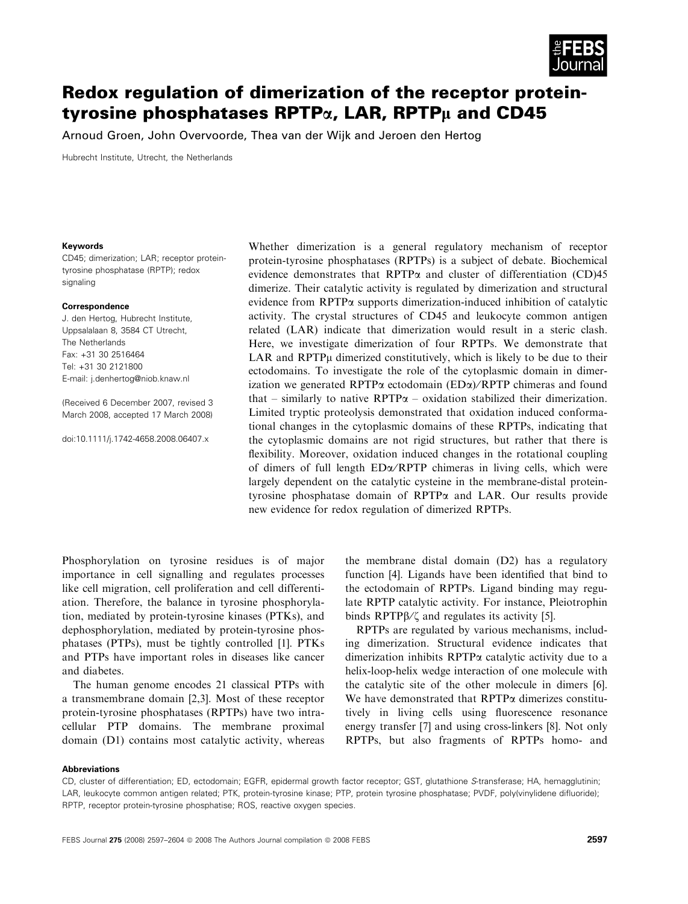# Redox regulation of dimerization of the receptor protein-tyrosine phosphatases RPTPα, LAR, RPTPμ and CD45

Arnoud Groen, John Overvoorde, Thea van der Wijk and Jeroen den Hertog

Hubrecht Institute, Utrecht, the Netherlands

**Keywords**

CD45; dimerization; LAR; receptor protein-tyrosine phosphatase (RPTP); redox signaling

**Correspondence**

J. den Hertog, Hubrecht Institute, Uppsalalaan 8, 3584 CT Utrecht, The Netherlands
Fax: +31 30 2516464
Tel: +31 30 2121800
E-mail: j.denhertog@niob.knaw.nl

(Received 6 December 2007, revised 3 March 2008, accepted 17 March 2008)

doi:10.1111/j.1742-4658.2008.06407.x

Whether dimerization is a general regulatory mechanism of receptor protein-tyrosine phosphatases (RPTPs) is a subject of debate. Biochemical evidence demonstrates that RPTPα and cluster of differentiation (CD)45 dimerize. Their catalytic activity is regulated by dimerization and structural evidence from RPTPα supports dimerization-induced inhibition of catalytic activity. The crystal structures of CD45 and leukocyte common antigen related (LAR) indicate that dimerization would result in a steric clash. Here, we investigate dimerization of four RPTPs. We demonstrate that LAR and RPTPμ dimerized constitutively, which is likely to be due to their ectodomains. To investigate the role of the cytoplasmic domain in dimerization we generated RPTPα ectodomain (EDα)/RPTP chimeras and found that – similarly to native RPTPα – oxidation stabilized their dimerization. Limited tryptic proteolysis demonstrated that oxidation induced conformational changes in the cytoplasmic domains of these RPTPs, indicating that the cytoplasmic domains are not rigid structures, but rather that there is flexibility. Moreover, oxidation induced changes in the rotational coupling of dimers of full length EDα/RPTP chimeras in living cells, which were largely dependent on the catalytic cysteine in the membrane-distal protein-tyrosine phosphatase domain of RPTPα and LAR. Our results provide new evidence for redox regulation of dimerized RPTPs.

Phosphorylation on tyrosine residues is of major importance in cell signalling and regulates processes like cell migration, cell proliferation and cell differentiation. Therefore, the balance in tyrosine phosphorylation, mediated by protein-tyrosine kinases (PTKs), and dephosphorylation, mediated by protein-tyrosine phosphatases (PTPs), must be tightly controlled [1]. PTKs and PTPs have important roles in diseases like cancer and diabetes.

The human genome encodes 21 classical PTPs with a transmembrane domain [2,3]. Most of these receptor protein-tyrosine phosphatases (RPTPs) have two intracellular PTP domains. The membrane proximal domain (D1) contains most catalytic activity, whereas the membrane distal domain (D2) has a regulatory function [4]. Ligands have been identified that bind to the ectodomain of RPTPs. Ligand binding may regulate RPTP catalytic activity. For instance, Pleiotrophin binds RPTPβ/ζ and regulates its activity [5].

RPTPs are regulated by various mechanisms, including dimerization. Structural evidence indicates that dimerization inhibits RPTPα catalytic activity due to a helix-loop-helix wedge interaction of one molecule with the catalytic site of the other molecule in dimers [6]. We have demonstrated that RPTPα dimerizes constitutively in living cells using fluorescence resonance energy transfer [7] and using cross-linkers [8]. Not only RPTPs, but also fragments of RPTPs homo- and

**Abbreviations**

CD, cluster of differentiation; ED, ectodomain; EGFR, epidermal growth factor receptor; GST, glutathione *S*-transferase; HA, hemagglutinin; LAR, leukocyte common antigen related; PTK, protein-tyrosine kinase; PTP, protein tyrosine phosphatase; PVDF, poly(vinylidene difluoride); RPTP, receptor protein-tyrosine phosphatise; ROS, reactive oxygen species.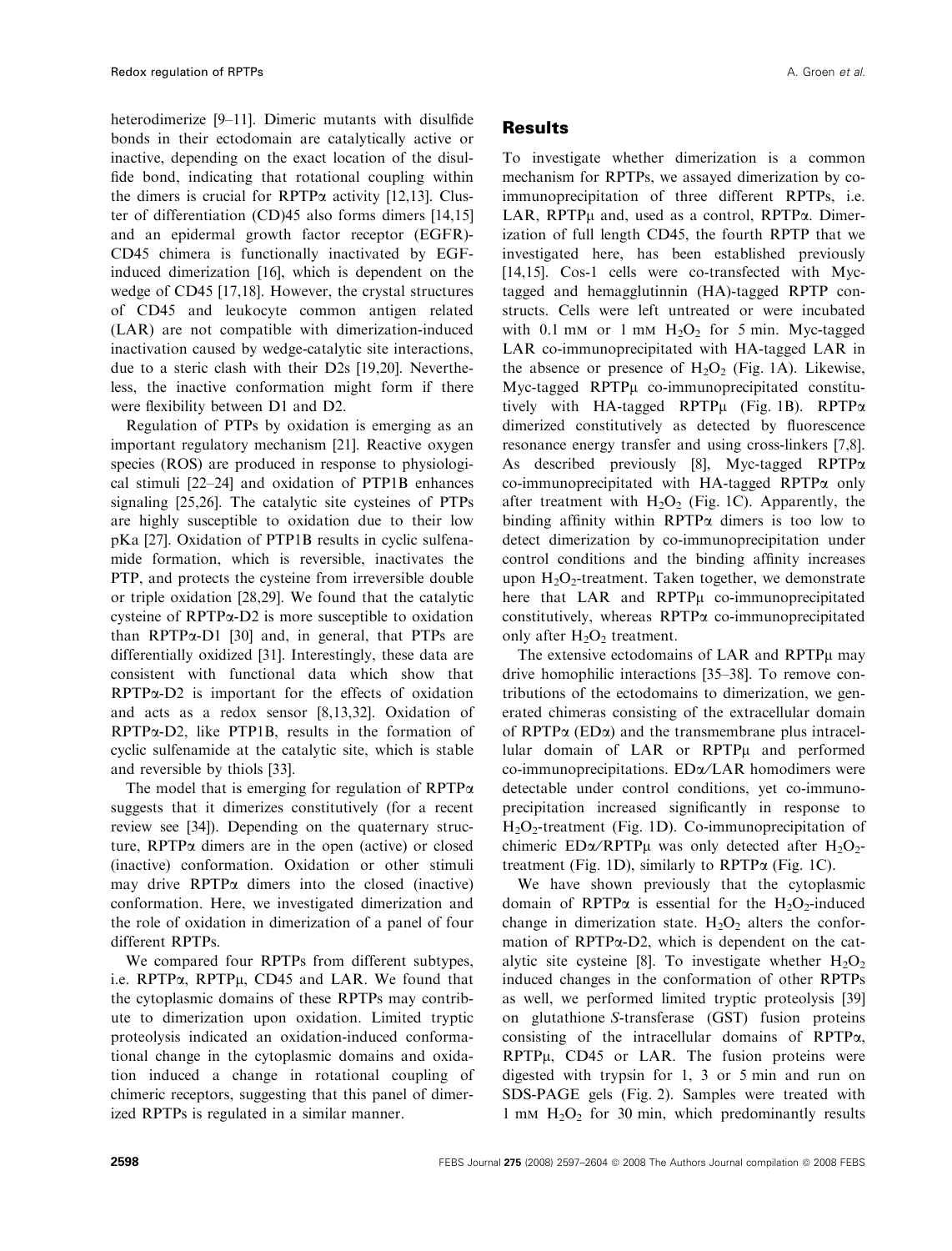heterodimerize [9–11]. Dimeric mutants with disulfide bonds in their ectodomain are catalytically active or inactive, depending on the exact location of the disulfide bond, indicating that rotational coupling within the dimers is crucial for RPTPα activity [12,13]. Cluster of differentiation (CD)45 also forms dimers [14,15] and an epidermal growth factor receptor (EGFR)-CD45 chimera is functionally inactivated by EGF-induced dimerization [16], which is dependent on the wedge of CD45 [17,18]. However, the crystal structures of CD45 and leukocyte common antigen related (LAR) are not compatible with dimerization-induced inactivation caused by wedge-catalytic site interactions, due to a steric clash with their D2s [19,20]. Nevertheless, the inactive conformation might form if there were flexibility between D1 and D2.

Regulation of PTPs by oxidation is emerging as an important regulatory mechanism [21]. Reactive oxygen species (ROS) are produced in response to physiological stimuli [22–24] and oxidation of PTP1B enhances signaling [25,26]. The catalytic site cysteines of PTPs are highly susceptible to oxidation due to their low pKa [27]. Oxidation of PTP1B results in cyclic sulfenamide formation, which is reversible, inactivates the PTP, and protects the cysteine from irreversible double or triple oxidation [28,29]. We found that the catalytic cysteine of RPTPα-D2 is more susceptible to oxidation than RPTPα-D1 [30] and, in general, that PTPs are differentially oxidized [31]. Interestingly, these data are consistent with functional data which show that RPTPα-D2 is important for the effects of oxidation and acts as a redox sensor [8,13,32]. Oxidation of RPTPα-D2, like PTP1B, results in the formation of cyclic sulfenamide at the catalytic site, which is stable and reversible by thiols [33].

The model that is emerging for regulation of RPTPα suggests that it dimerizes constitutively (for a recent review see [34]). Depending on the quaternary structure, RPTPα dimers are in the open (active) or closed (inactive) conformation. Oxidation or other stimuli may drive RPTPα dimers into the closed (inactive) conformation. Here, we investigated dimerization and the role of oxidation in dimerization of a panel of four different RPTPs.

We compared four RPTPs from different subtypes, i.e. RPTPα, RPTPμ, CD45 and LAR. We found that the cytoplasmic domains of these RPTPs may contribute to dimerization upon oxidation. Limited tryptic proteolysis indicated an oxidation-induced conformational change in the cytoplasmic domains and oxidation induced a change in rotational coupling of chimeric receptors, suggesting that this panel of dimerized RPTPs is regulated in a similar manner.

## Results

To investigate whether dimerization is a common mechanism for RPTPs, we assayed dimerization by co-immunoprecipitation of three different RPTPs, i.e. LAR, RPTPμ and, used as a control, RPTPα. Dimerization of full length CD45, the fourth RPTP that we investigated here, has been established previously [14,15]. Cos-1 cells were co-transfected with Myc-tagged and hemagglutinnin (HA)-tagged RPTP constructs. Cells were left untreated or were incubated with 0.1 mM or 1 mM $H_2O_2$ for 5 min. Myc-tagged LAR co-immunoprecipitated with HA-tagged LAR in the absence or presence of $H_2O_2$ (Fig. 1A). Likewise, Myc-tagged RPTPμ co-immunoprecipitated constitutively with HA-tagged RPTPμ (Fig. 1B). RPTPα dimerized constitutively as detected by fluorescence resonance energy transfer and using cross-linkers [7,8]. As described previously [8], Myc-tagged RPTPα co-immunoprecipitated with HA-tagged RPTPα only after treatment with $H_2O_2$ (Fig. 1C). Apparently, the binding affinity within RPTPα dimers is too low to detect dimerization by co-immunoprecipitation under control conditions and the binding affinity increases upon $H_2O_2$-treatment. Taken together, we demonstrate here that LAR and RPTPμ co-immunoprecipitated constitutively, whereas RPTPα co-immunoprecipitated only after $H_2O_2$ treatment.

The extensive ectodomains of LAR and RPTPμ may drive homophilic interactions [35–38]. To remove contributions of the ectodomains to dimerization, we generated chimeras consisting of the extracellular domain of RPTPα (EDα) and the transmembrane plus intracellular domain of LAR or RPTPμ and performed co-immunoprecipitations. EDα/LAR homodimers were detectable under control conditions, yet co-immunoprecipitation increased significantly in response to $H_2O_2$-treatment (Fig. 1D). Co-immunoprecipitation of chimeric EDα/RPTPμ was only detected after $H_2O_2$-treatment (Fig. 1D), similarly to RPTPα (Fig. 1C).

We have shown previously that the cytoplasmic domain of RPTPα is essential for the $H_2O_2$-induced change in dimerization state. $H_2O_2$ alters the conformation of RPTPα-D2, which is dependent on the catalytic site cysteine [8]. To investigate whether $H_2O_2$ induced changes in the conformation of other RPTPs as well, we performed limited tryptic proteolysis [39] on glutathione *S*-transferase (GST) fusion proteins consisting of the intracellular domains of RPTPα, RPTPμ, CD45 or LAR. The fusion proteins were digested with trypsin for 1, 3 or 5 min and run on SDS-PAGE gels (Fig. 2). Samples were treated with 1 mM $H_2O_2$ for 30 min, which predominantly results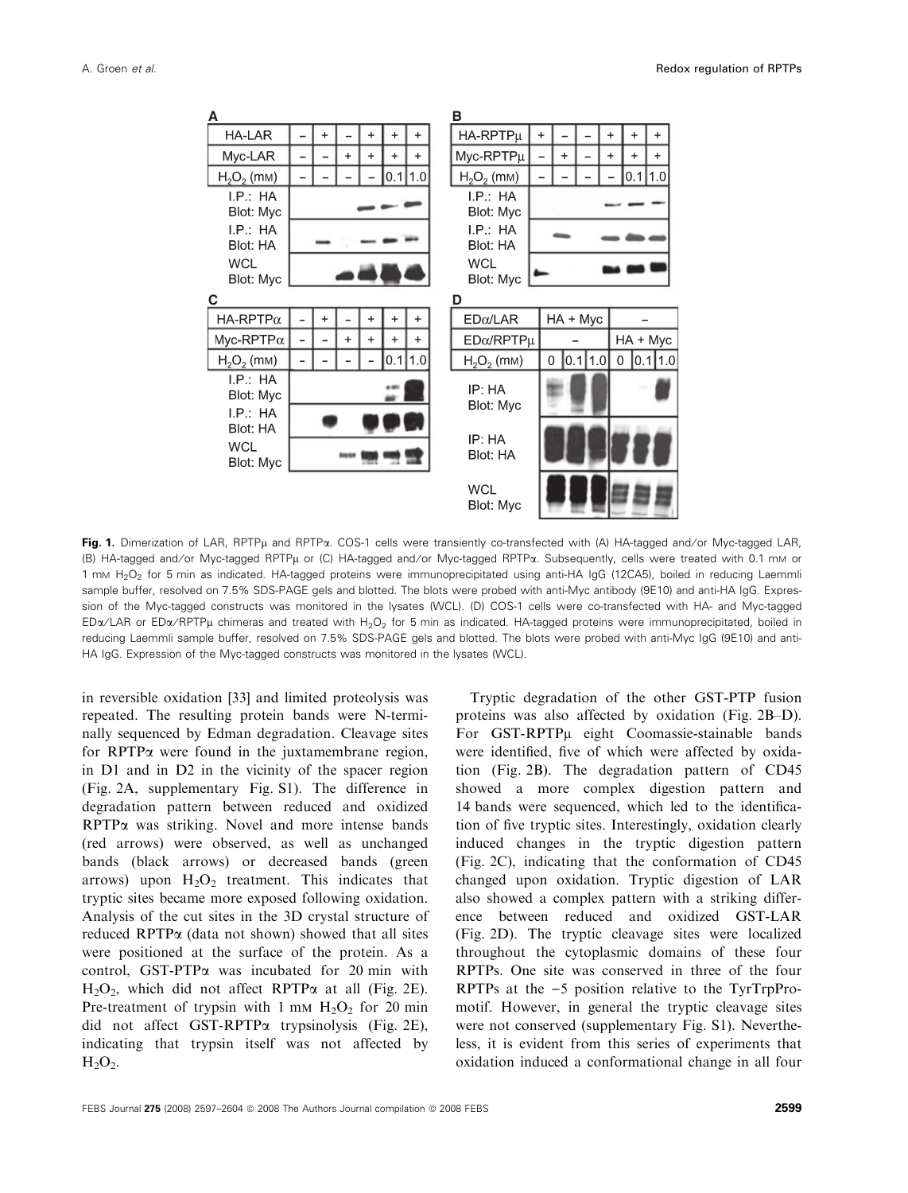**Fig. 1.** Dimerization of LAR, RPTPμ and RPTPα. COS-1 cells were transiently co-transfected with (A) HA-tagged and/or Myc-tagged LAR, (B) HA-tagged and/or Myc-tagged RPTPμ or (C) HA-tagged and/or Myc-tagged RPTPα. Subsequently, cells were treated with 0.1 mM or 1 mM $H_2O_2$ for 5 min as indicated. HA-tagged proteins were immunoprecipitated using anti-HA IgG (12CA5), boiled in reducing Laemmli sample buffer, resolved on 7.5% SDS-PAGE gels and blotted. The blots were probed with anti-Myc antibody (9E10) and anti-HA IgG. Expression of the Myc-tagged constructs was monitored in the lysates (WCL). (D) COS-1 cells were co-transfected with HA- and Myc-tagged EDα/LAR or EDα/RPTPμ chimeras and treated with $H_2O_2$ for 5 min as indicated. HA-tagged proteins were immunoprecipitated, boiled in reducing Laemmli sample buffer, resolved on 7.5% SDS-PAGE gels and blotted. The blots were probed with anti-Myc IgG (9E10) and anti-HA IgG. Expression of the Myc-tagged constructs was monitored in the lysates (WCL).

in reversible oxidation [33] and limited proteolysis was repeated. The resulting protein bands were N-terminally sequenced by Edman degradation. Cleavage sites for RPTPα were found in the juxtamembrane region, in D1 and in D2 in the vicinity of the spacer region (Fig. 2A, supplementary Fig. S1). The difference in degradation pattern between reduced and oxidized RPTPα was striking. Novel and more intense bands (red arrows) were observed, as well as unchanged bands (black arrows) or decreased bands (green arrows) upon $H_2O_2$ treatment. This indicates that tryptic sites became more exposed following oxidation. Analysis of the cut sites in the 3D crystal structure of reduced RPTPα (data not shown) showed that all sites were positioned at the surface of the protein. As a control, GST-PTPα was incubated for 20 min with $H_2O_2$, which did not affect RPTPα at all (Fig. 2E). Pre-treatment of trypsin with 1 mM $H_2O_2$ for 20 min did not affect GST-RPTPα trypsinolysis (Fig. 2E), indicating that trypsin itself was not affected by $H_2O_2$.

Tryptic degradation of the other GST-PTP fusion proteins was also affected by oxidation (Fig. 2B–D). For GST-RPTPμ eight Coomassie-stainable bands were identified, five of which were affected by oxidation (Fig. 2B). The degradation pattern of CD45 showed a more complex digestion pattern and 14 bands were sequenced, which led to the identification of five tryptic sites. Interestingly, oxidation clearly induced changes in the tryptic digestion pattern (Fig. 2C), indicating that the conformation of CD45 changed upon oxidation. Tryptic digestion of LAR also showed a complex pattern with a striking difference between reduced and oxidized GST-LAR (Fig. 2D). The tryptic cleavage sites were localized throughout the cytoplasmic domains of these four RPTPs. One site was conserved in three of the four RPTPs at the −5 position relative to the TyrTrpPro-motif. However, in general the tryptic cleavage sites were not conserved (supplementary Fig. S1). Nevertheless, it is evident from this series of experiments that oxidation induced a conformational change in all four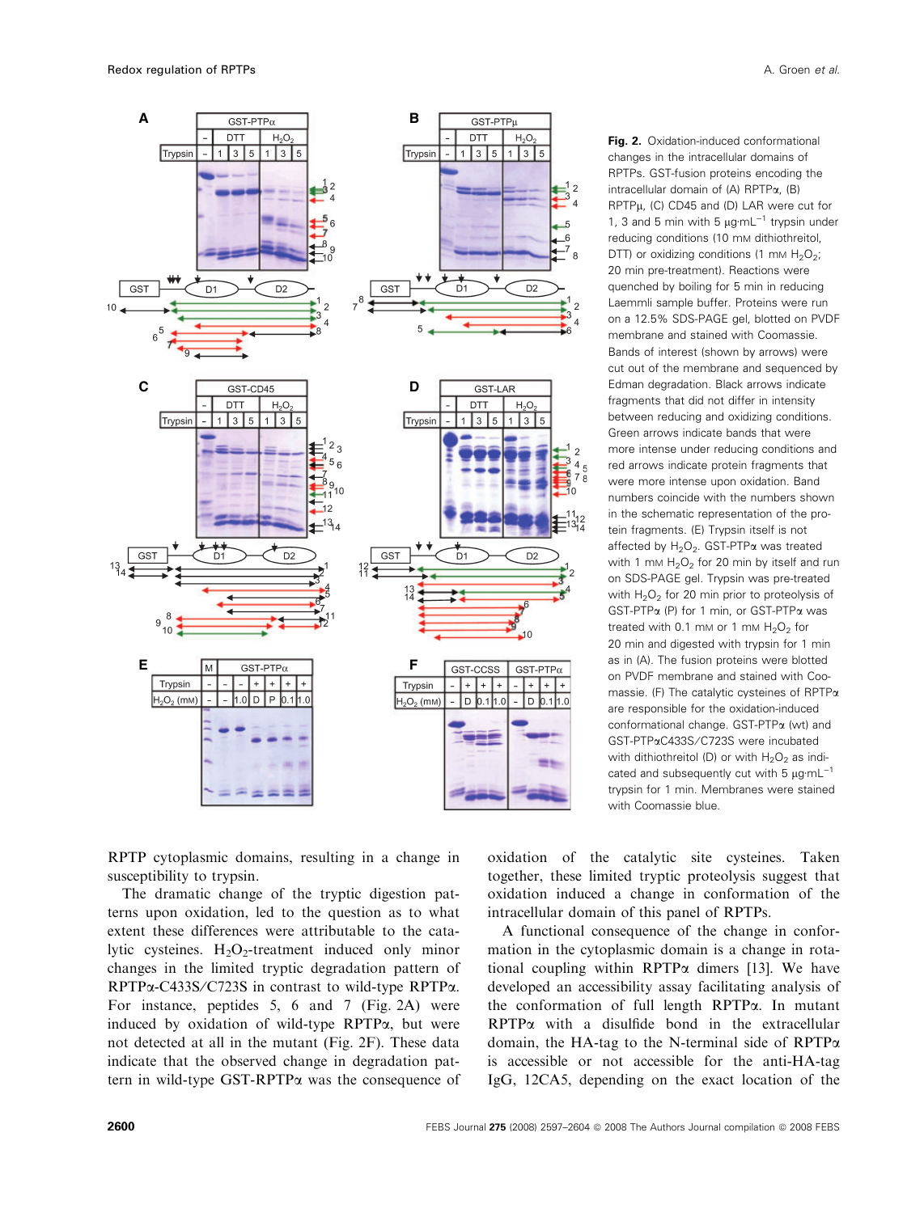**Fig. 2.** Oxidation-induced conformational changes in the intracellular domains of RPTPs. GST-fusion proteins encoding the intracellular domain of (A) RPTPα, (B) RPTPμ, (C) CD45 and (D) LAR were cut for 1, 3 and 5 min with 5 μg·mL$^{-1}$ trypsin under reducing conditions (10 mM dithiothreitol, DTT) or oxidizing conditions (1 mM $H_2O_2$; 20 min pre-treatment). Reactions were quenched by boiling for 5 min in reducing Laemmli sample buffer. Proteins were run on a 12.5% SDS-PAGE gel, blotted on PVDF membrane and stained with Coomassie. Bands of interest (shown by arrows) were cut out of the membrane and sequenced by Edman degradation. Black arrows indicate fragments that did not differ in intensity between reducing and oxidizing conditions. Green arrows indicate bands that were more intense under reducing conditions and red arrows indicate protein fragments that were more intense upon oxidation. Band numbers coincide with the numbers shown in the schematic representation of the protein fragments. (E) Trypsin itself is not affected by $H_2O_2$. GST-PTPα was treated with 1 mM $H_2O_2$ for 20 min by itself and run on SDS-PAGE gel. Trypsin was pre-treated with $H_2O_2$ for 20 min prior to proteolysis of GST-PTPα (P) for 1 min, or GST-PTPα was treated with 0.1 mM or 1 mM $H_2O_2$ for 20 min and digested with trypsin for 1 min as in (A). The fusion proteins were blotted on PVDF membrane and stained with Coomassie. (F) The catalytic cysteines of RPTPα are responsible for the oxidation-induced conformational change. GST-PTPα (wt) and GST-PTPαC433S/C723S were incubated with dithiothreitol (D) or with $H_2O_2$ as indicated and subsequently cut with 5 μg·mL$^{-1}$ trypsin for 1 min. Membranes were stained with Coomassie blue.

RPTP cytoplasmic domains, resulting in a change in susceptibility to trypsin.

The dramatic change of the tryptic digestion patterns upon oxidation, led to the question as to what extent these differences were attributable to the catalytic cysteines. $H_2O_2$-treatment induced only minor changes in the limited tryptic degradation pattern of RPTPα-C433S/C723S in contrast to wild-type RPTPα. For instance, peptides 5, 6 and 7 (Fig. 2A) were induced by oxidation of wild-type RPTPα, but were not detected at all in the mutant (Fig. 2F). These data indicate that the observed change in degradation pattern in wild-type GST-RPTPα was the consequence of oxidation of the catalytic site cysteines. Taken together, these limited tryptic proteolysis suggest that oxidation induced a change in conformation of the intracellular domain of this panel of RPTPs.

A functional consequence of the change in conformation in the cytoplasmic domain is a change in rotational coupling within RPTPα dimers [13]. We have developed an accessibility assay facilitating analysis of the conformation of full length RPTPα. In mutant RPTPα with a disulfide bond in the extracellular domain, the HA-tag to the N-terminal side of RPTPα is accessible or not accessible for the anti-HA-tag IgG, 12CA5, depending on the exact location of the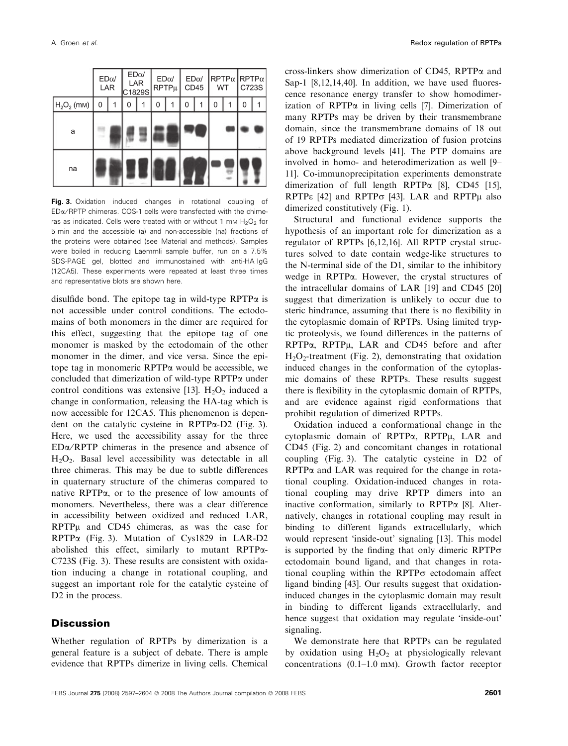| | EDα/ LAR | | EDα/ LAR C1829S | | EDα/ RPTPμ | | EDα/ CD45 | | RPTPα WT | | RPTPα C723S | |
|---|---|---|---|---|---|---|---|---|---|---|---|---|
| $H_2O_2$ (mM) | 0 | 1 | 0 | 1 | 0 | 1 | 0 | 1 | 0 | 1 | 0 | 1 |
| a | | | | | | | | | | | | |
| na | | | | | | | | | | | | |

**Fig. 3.** Oxidation induced changes in rotational coupling of EDα/RPTP chimeras. COS-1 cells were transfected with the chimeras as indicated. Cells were treated with or without 1 mM $H_2O_2$ for 5 min and the accessible (a) and non-accessible (na) fractions of the proteins were obtained (see Material and methods). Samples were boiled in reducing Laemmli sample buffer, run on a 7.5% SDS-PAGE gel, blotted and immunostained with anti-HA IgG (12CA5). These experiments were repeated at least three times and representative blots are shown here.

disulfide bond. The epitope tag in wild-type RPTPα is not accessible under control conditions. The ectodomains of both monomers in the dimer are required for this effect, suggesting that the epitope tag of one monomer is masked by the ectodomain of the other monomer in the dimer, and vice versa. Since the epitope tag in monomeric RPTPα would be accessible, we concluded that dimerization of wild-type RPTPα under control conditions was extensive [13]. $H_2O_2$ induced a change in conformation, releasing the HA-tag which is now accessible for 12CA5. This phenomenon is dependent on the catalytic cysteine in RPTPα-D2 (Fig. 3). Here, we used the accessibility assay for the three EDα/RPTP chimeras in the presence and absence of $H_2O_2$. Basal level accessibility was detectable in all three chimeras. This may be due to subtle differences in quaternary structure of the chimeras compared to native RPTPα, or to the presence of low amounts of monomers. Nevertheless, there was a clear difference in accessibility between oxidized and reduced LAR, RPTPμ and CD45 chimeras, as was the case for RPTPα (Fig. 3). Mutation of Cys1829 in LAR-D2 abolished this effect, similarly to mutant RPTPα-C723S (Fig. 3). These results are consistent with oxidation inducing a change in rotational coupling, and suggest an important role for the catalytic cysteine of D2 in the process.

## Discussion

Whether regulation of RPTPs by dimerization is a general feature is a subject of debate. There is ample evidence that RPTPs dimerize in living cells. Chemical cross-linkers show dimerization of CD45, RPTPα and Sap-1 [8,12,14,40]. In addition, we have used fluorescence resonance energy transfer to show homodimerization of RPTPα in living cells [7]. Dimerization of many RPTPs may be driven by their transmembrane domain, since the transmembrane domains of 18 out of 19 RPTPs mediated dimerization of fusion proteins above background levels [41]. The PTP domains are involved in homo- and heterodimerization as well [9–11]. Co-immunoprecipitation experiments demonstrate dimerization of full length RPTPα [8], CD45 [15], RPTPε [42] and RPTPσ [43]. LAR and RPTPμ also dimerized constitutively (Fig. 1).

Structural and functional evidence supports the hypothesis of an important role for dimerization as a regulator of RPTPs [6,12,16]. All RPTP crystal structures solved to date contain wedge-like structures to the N-terminal side of the D1, similar to the inhibitory wedge in RPTPα. However, the crystal structures of the intracellular domains of LAR [19] and CD45 [20] suggest that dimerization is unlikely to occur due to steric hindrance, assuming that there is no flexibility in the cytoplasmic domain of RPTPs. Using limited tryptic proteolysis, we found differences in the patterns of RPTPα, RPTPμ, LAR and CD45 before and after $H_2O_2$-treatment (Fig. 2), demonstrating that oxidation induced changes in the conformation of the cytoplasmic domains of these RPTPs. These results suggest there is flexibility in the cytoplasmic domain of RPTPs, and are evidence against rigid conformations that prohibit regulation of dimerized RPTPs.

Oxidation induced a conformational change in the cytoplasmic domain of RPTPα, RPTPμ, LAR and CD45 (Fig. 2) and concomitant changes in rotational coupling (Fig. 3). The catalytic cysteine in D2 of RPTPα and LAR was required for the change in rotational coupling. Oxidation-induced changes in rotational coupling may drive RPTP dimers into an inactive conformation, similarly to RPTPα [8]. Alternatively, changes in rotational coupling may result in binding to different ligands extracellularly, which would represent 'inside-out' signaling [13]. This model is supported by the finding that only dimeric RPTPσ ectodomain bound ligand, and that changes in rotational coupling within the RPTPσ ectodomain affect ligand binding [43]. Our results suggest that oxidation-induced changes in the cytoplasmic domain may result in binding to different ligands extracellularly, and hence suggest that oxidation may regulate 'inside-out' signaling.

We demonstrate here that RPTPs can be regulated by oxidation using $H_2O_2$ at physiologically relevant concentrations (0.1–1.0 mM). Growth factor receptor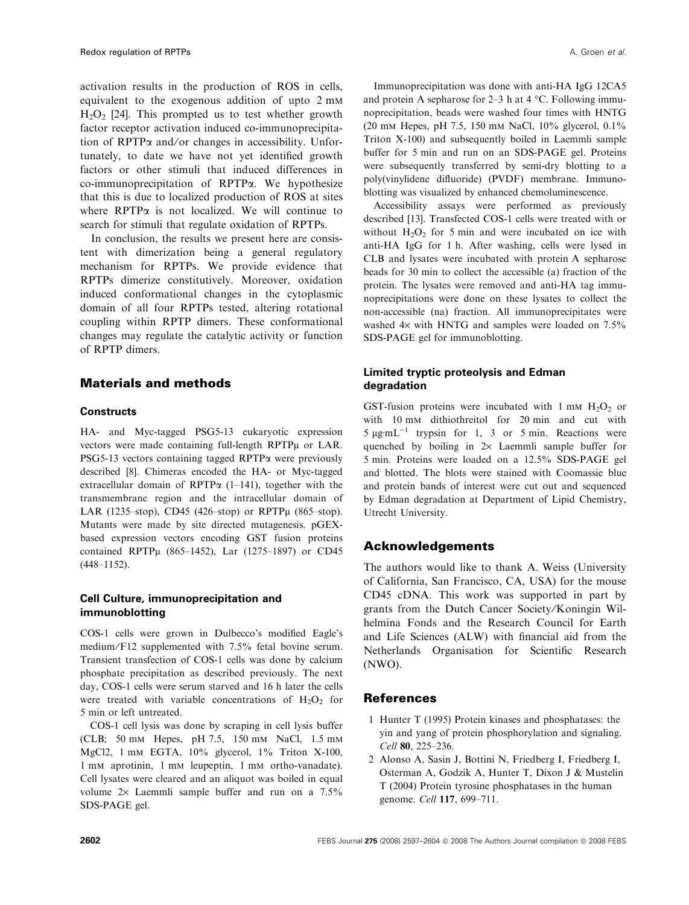activation results in the production of ROS in cells, equivalent to the exogenous addition of upto 2 mM $H_2O_2$ [24]. This prompted us to test whether growth factor receptor activation induced co-immunoprecipitation of RPTPα and/or changes in accessibility. Unfortunately, to date we have not yet identified growth factors or other stimuli that induced differences in co-immunoprecipitation of RPTPα. We hypothesize that this is due to localized production of ROS at sites where RPTPα is not localized. We will continue to search for stimuli that regulate oxidation of RPTPs.

In conclusion, the results we present here are consistent with dimerization being a general regulatory mechanism for RPTPs. We provide evidence that RPTPs dimerize constitutively. Moreover, oxidation induced conformational changes in the cytoplasmic domain of all four RPTPs tested, altering rotational coupling within RPTP dimers. These conformational changes may regulate the catalytic activity or function of RPTP dimers.

## Materials and methods

### Constructs

HA- and Myc-tagged PSG5-13 eukaryotic expression vectors were made containing full-length RPTPμ or LAR. PSG5-13 vectors containing tagged RPTPα were previously described [8]. Chimeras encoded the HA- or Myc-tagged extracellular domain of RPTPα (1–141), together with the transmembrane region and the intracellular domain of LAR (1235–stop), CD45 (426–stop) or RPTPμ (865–stop). Mutants were made by site directed mutagenesis. pGEX-based expression vectors encoding GST fusion proteins contained RPTPμ (865–1452), Lar (1275–1897) or CD45 (448–1152).

### Cell Culture, immunoprecipitation and immunoblotting

COS-1 cells were grown in Dulbecco's modified Eagle's medium/F12 supplemented with 7.5% fetal bovine serum. Transient transfection of COS-1 cells was done by calcium phosphate precipitation as described previously. The next day, COS-1 cells were serum starved and 16 h later the cells were treated with variable concentrations of $H_2O_2$ for 5 min or left untreated.

COS-1 cell lysis was done by scraping in cell lysis buffer (CLB; 50 mM Hepes, pH 7.5, 150 mM NaCl, 1.5 mM MgCl2, 1 mM EGTA, 10% glycerol, 1% Triton X-100, 1 mM aprotinin, 1 mM leupeptin, 1 mM ortho-vanadate). Cell lysates were cleared and an aliquot was boiled in equal volume 2× Laemmli sample buffer and run on a 7.5% SDS-PAGE gel.

Immunoprecipitation was done with anti-HA IgG 12CA5 and protein A sepharose for 2–3 h at 4 °C. Following immunoprecipitation, beads were washed four times with HNTG (20 mM Hepes, pH 7.5, 150 mM NaCl, 10% glycerol, 0.1% Triton X-100) and subsequently boiled in Laemmli sample buffer for 5 min and run on an SDS-PAGE gel. Proteins were subsequently transferred by semi-dry blotting to a poly(vinylidene difluoride) (PVDF) membrane. Immunoblotting was visualized by enhanced chemoluminescence.

Accessibility assays were performed as previously described [13]. Transfected COS-1 cells were treated with or without $H_2O_2$ for 5 min and were incubated on ice with anti-HA IgG for 1 h. After washing, cells were lysed in CLB and lysates were incubated with protein A sepharose beads for 30 min to collect the accessible (a) fraction of the protein. The lysates were removed and anti-HA tag immunoprecipitations were done on these lysates to collect the non-accessible (na) fraction. All immunoprecipitates were washed 4× with HNTG and samples were loaded on 7.5% SDS-PAGE gel for immunoblotting.

### Limited tryptic proteolysis and Edman degradation

GST-fusion proteins were incubated with 1 mM $H_2O_2$ or with 10 mM dithiothreitol for 20 min and cut with 5 $\mu g \cdot mL^{-1}$ trypsin for 1, 3 or 5 min. Reactions were quenched by boiling in 2× Laemmli sample buffer for 5 min. Proteins were loaded on a 12.5% SDS-PAGE gel and blotted. The blots were stained with Coomassie blue and protein bands of interest were cut out and sequenced by Edman degradation at Department of Lipid Chemistry, Utrecht University.

## Acknowledgements

The authors would like to thank A. Weiss (University of California, San Francisco, CA, USA) for the mouse CD45 cDNA. This work was supported in part by grants from the Dutch Cancer Society/Koningin Wilhelmina Fonds and the Research Council for Earth and Life Sciences (ALW) with financial aid from the Netherlands Organisation for Scientific Research (NWO).

## References

1. Hunter T (1995) Protein kinases and phosphatases: the yin and yang of protein phosphorylation and signaling. *Cell* **80**, 225–236.
2. Alonso A, Sasin J, Bottini N, Friedberg I, Friedberg I, Osterman A, Godzik A, Hunter T, Dixon J & Mustelin T (2004) Protein tyrosine phosphatases in the human genome. *Cell* **117**, 699–711.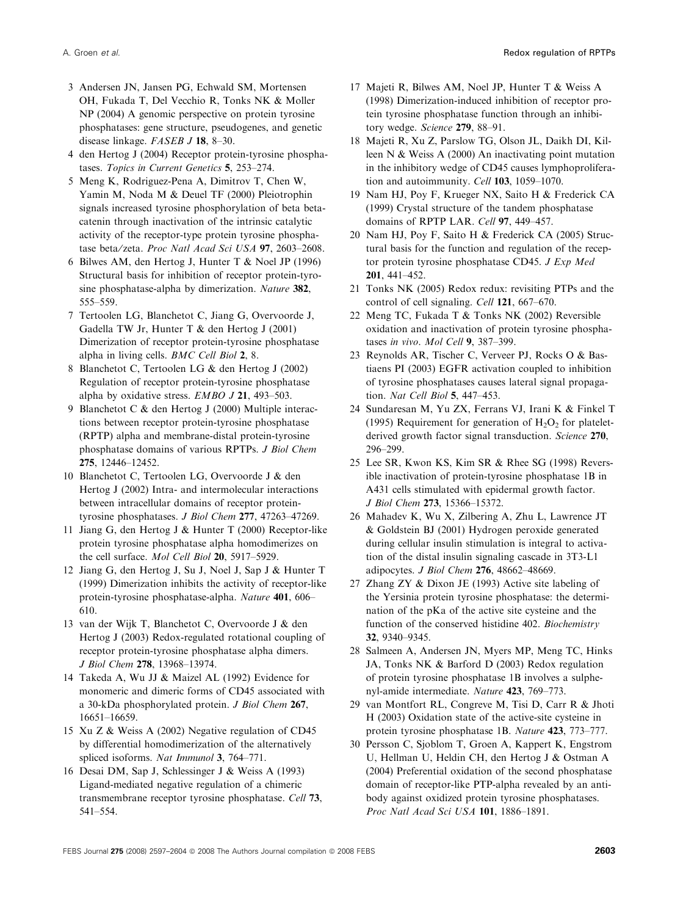3 Andersen JN, Jansen PG, Echwald SM, Mortensen OH, Fukada T, Del Vecchio R, Tonks NK & Moller NP (2004) A genomic perspective on protein tyrosine phosphatases: gene structure, pseudogenes, and genetic disease linkage. *FASEB J* **18**, 8–30.

4 den Hertog J (2004) Receptor protein-tyrosine phosphatases. *Topics in Current Genetics* **5**, 253–274.

5 Meng K, Rodriguez-Pena A, Dimitrov T, Chen W, Yamin M, Noda M & Deuel TF (2000) Pleiotrophin signals increased tyrosine phosphorylation of beta beta-catenin through inactivation of the intrinsic catalytic activity of the receptor-type protein tyrosine phosphatase beta/zeta. *Proc Natl Acad Sci USA* **97**, 2603–2608.

6 Bilwes AM, den Hertog J, Hunter T & Noel JP (1996) Structural basis for inhibition of receptor protein-tyrosine phosphatase-alpha by dimerization. *Nature* **382**, 555–559.

7 Tertoolen LG, Blanchetot C, Jiang G, Overvoorde J, Gadella TW Jr, Hunter T & den Hertog J (2001) Dimerization of receptor protein-tyrosine phosphatase alpha in living cells. *BMC Cell Biol* **2**, 8.

8 Blanchetot C, Tertoolen LG & den Hertog J (2002) Regulation of receptor protein-tyrosine phosphatase alpha by oxidative stress. *EMBO J* **21**, 493–503.

9 Blanchetot C & den Hertog J (2000) Multiple interactions between receptor protein-tyrosine phosphatase (RPTP) alpha and membrane-distal protein-tyrosine phosphatase domains of various RPTPs. *J Biol Chem* **275**, 12446–12452.

10 Blanchetot C, Tertoolen LG, Overvoorde J & den Hertog J (2002) Intra- and intermolecular interactions between intracellular domains of receptor protein-tyrosine phosphatases. *J Biol Chem* **277**, 47263–47269.

11 Jiang G, den Hertog J & Hunter T (2000) Receptor-like protein tyrosine phosphatase alpha homodimerizes on the cell surface. *Mol Cell Biol* **20**, 5917–5929.

12 Jiang G, den Hertog J, Su J, Noel J, Sap J & Hunter T (1999) Dimerization inhibits the activity of receptor-like protein-tyrosine phosphatase-alpha. *Nature* **401**, 606–610.

13 van der Wijk T, Blanchetot C, Overvoorde J & den Hertog J (2003) Redox-regulated rotational coupling of receptor protein-tyrosine phosphatase alpha dimers. *J Biol Chem* **278**, 13968–13974.

14 Takeda A, Wu JJ & Maizel AL (1992) Evidence for monomeric and dimeric forms of CD45 associated with a 30-kDa phosphorylated protein. *J Biol Chem* **267**, 16651–16659.

15 Xu Z & Weiss A (2002) Negative regulation of CD45 by differential homodimerization of the alternatively spliced isoforms. *Nat Immunol* **3**, 764–771.

16 Desai DM, Sap J, Schlessinger J & Weiss A (1993) Ligand-mediated negative regulation of a chimeric transmembrane receptor tyrosine phosphatase. *Cell* **73**, 541–554.

17 Majeti R, Bilwes AM, Noel JP, Hunter T & Weiss A (1998) Dimerization-induced inhibition of receptor protein tyrosine phosphatase function through an inhibitory wedge. *Science* **279**, 88–91.

18 Majeti R, Xu Z, Parslow TG, Olson JL, Daikh DI, Killeen N & Weiss A (2000) An inactivating point mutation in the inhibitory wedge of CD45 causes lymphoproliferation and autoimmunity. *Cell* **103**, 1059–1070.

19 Nam HJ, Poy F, Krueger NX, Saito H & Frederick CA (1999) Crystal structure of the tandem phosphatase domains of RPTP LAR. *Cell* **97**, 449–457.

20 Nam HJ, Poy F, Saito H & Frederick CA (2005) Structural basis for the function and regulation of the receptor protein tyrosine phosphatase CD45. *J Exp Med* **201**, 441–452.

21 Tonks NK (2005) Redox redux: revisiting PTPs and the control of cell signaling. *Cell* **121**, 667–670.

22 Meng TC, Fukada T & Tonks NK (2002) Reversible oxidation and inactivation of protein tyrosine phosphatases *in vivo*. *Mol Cell* **9**, 387–399.

23 Reynolds AR, Tischer C, Verveer PJ, Rocks O & Bastiaens PI (2003) EGFR activation coupled to inhibition of tyrosine phosphatases causes lateral signal propagation. *Nat Cell Biol* **5**, 447–453.

24 Sundaresan M, Yu ZX, Ferrans VJ, Irani K & Finkel T (1995) Requirement for generation of $H_2O_2$ for platelet-derived growth factor signal transduction. *Science* **270**, 296–299.

25 Lee SR, Kwon KS, Kim SR & Rhee SG (1998) Reversible inactivation of protein-tyrosine phosphatase 1B in A431 cells stimulated with epidermal growth factor. *J Biol Chem* **273**, 15366–15372.

26 Mahadev K, Wu X, Zilbering A, Zhu L, Lawrence JT & Goldstein BJ (2001) Hydrogen peroxide generated during cellular insulin stimulation is integral to activation of the distal insulin signaling cascade in 3T3-L1 adipocytes. *J Biol Chem* **276**, 48662–48669.

27 Zhang ZY & Dixon JE (1993) Active site labeling of the Yersinia protein tyrosine phosphatase: the determination of the pKa of the active site cysteine and the function of the conserved histidine 402. *Biochemistry* **32**, 9340–9345.

28 Salmeen A, Andersen JN, Myers MP, Meng TC, Hinks JA, Tonks NK & Barford D (2003) Redox regulation of protein tyrosine phosphatase 1B involves a sulphenyl-amide intermediate. *Nature* **423**, 769–773.

29 van Montfort RL, Congreve M, Tisi D, Carr R & Jhoti H (2003) Oxidation state of the active-site cysteine in protein tyrosine phosphatase 1B. *Nature* **423**, 773–777.

30 Persson C, Sjoblom T, Groen A, Kappert K, Engstrom U, Hellman U, Heldin CH, den Hertog J & Ostman A (2004) Preferential oxidation of the second phosphatase domain of receptor-like PTP-alpha revealed by an antibody against oxidized protein tyrosine phosphatases. *Proc Natl Acad Sci USA* **101**, 1886–1891.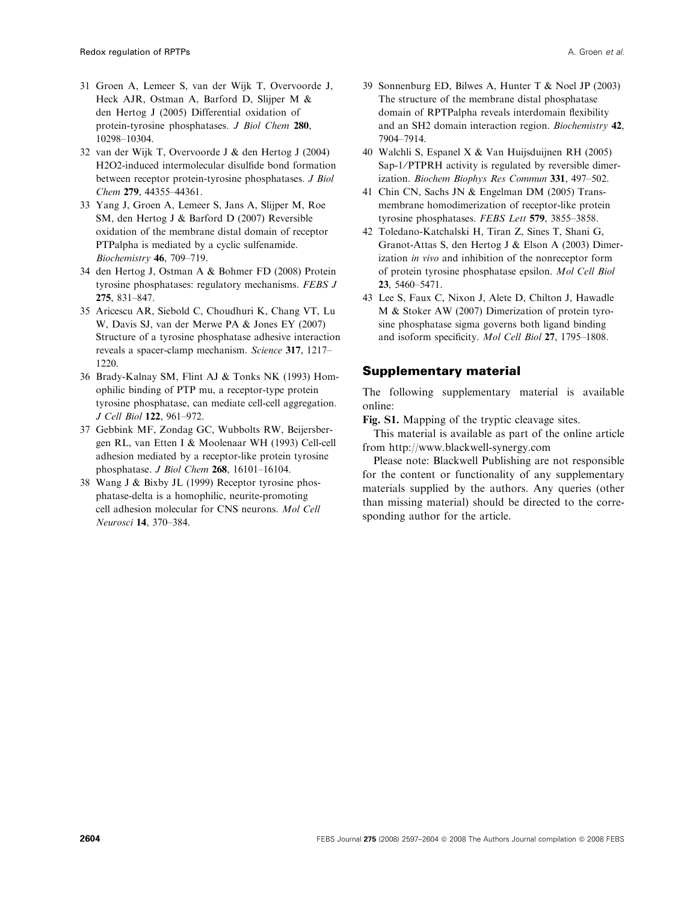31 Groen A, Lemeer S, van der Wijk T, Overvoorde J, Heck AJR, Ostman A, Barford D, Slijper M & den Hertog J (2005) Differential oxidation of protein-tyrosine phosphatases. *J Biol Chem* **280**, 10298–10304.

32 van der Wijk T, Overvoorde J & den Hertog J (2004) H2O2-induced intermolecular disulfide bond formation between receptor protein-tyrosine phosphatases. *J Biol Chem* **279**, 44355–44361.

33 Yang J, Groen A, Lemeer S, Jans A, Slijper M, Roe SM, den Hertog J & Barford D (2007) Reversible oxidation of the membrane distal domain of receptor PTPalpha is mediated by a cyclic sulfenamide. *Biochemistry* **46**, 709–719.

34 den Hertog J, Ostman A & Bohmer FD (2008) Protein tyrosine phosphatases: regulatory mechanisms. *FEBS J* **275**, 831–847.

35 Aricescu AR, Siebold C, Choudhuri K, Chang VT, Lu W, Davis SJ, van der Merwe PA & Jones EY (2007) Structure of a tyrosine phosphatase adhesive interaction reveals a spacer-clamp mechanism. *Science* **317**, 1217–1220.

36 Brady-Kalnay SM, Flint AJ & Tonks NK (1993) Homophilic binding of PTP mu, a receptor-type protein tyrosine phosphatase, can mediate cell-cell aggregation. *J Cell Biol* **122**, 961–972.

37 Gebbink MF, Zondag GC, Wubbolts RW, Beijersbergen RL, van Etten I & Moolenaar WH (1993) Cell-cell adhesion mediated by a receptor-like protein tyrosine phosphatase. *J Biol Chem* **268**, 16101–16104.

38 Wang J & Bixby JL (1999) Receptor tyrosine phosphatase-delta is a homophilic, neurite-promoting cell adhesion molecular for CNS neurons. *Mol Cell Neurosci* **14**, 370–384.

39 Sonnenburg ED, Bilwes A, Hunter T & Noel JP (2003) The structure of the membrane distal phosphatase domain of RPTPalpha reveals interdomain flexibility and an SH2 domain interaction region. *Biochemistry* **42**, 7904–7914.

40 Walchli S, Espanel X & Van Huijsduijnen RH (2005) Sap-1/PTPRH activity is regulated by reversible dimerization. *Biochem Biophys Res Commun* **331**, 497–502.

41 Chin CN, Sachs JN & Engelman DM (2005) Transmembrane homodimerization of receptor-like protein tyrosine phosphatases. *FEBS Lett* **579**, 3855–3858.

42 Toledano-Katchalski H, Tiran Z, Sines T, Shani G, Granot-Attas S, den Hertog J & Elson A (2003) Dimerization *in vivo* and inhibition of the nonreceptor form of protein tyrosine phosphatase epsilon. *Mol Cell Biol* **23**, 5460–5471.

43 Lee S, Faux C, Nixon J, Alete D, Chilton J, Hawadle M & Stoker AW (2007) Dimerization of protein tyrosine phosphatase sigma governs both ligand binding and isoform specificity. *Mol Cell Biol* **27**, 1795–1808.

## Supplementary material

The following supplementary material is available online:

**Fig. S1.** Mapping of the tryptic cleavage sites.

This material is available as part of the online article from http://www.blackwell-synergy.com

Please note: Blackwell Publishing are not responsible for the content or functionality of any supplementary materials supplied by the authors. Any queries (other than missing material) should be directed to the corresponding author for the article.